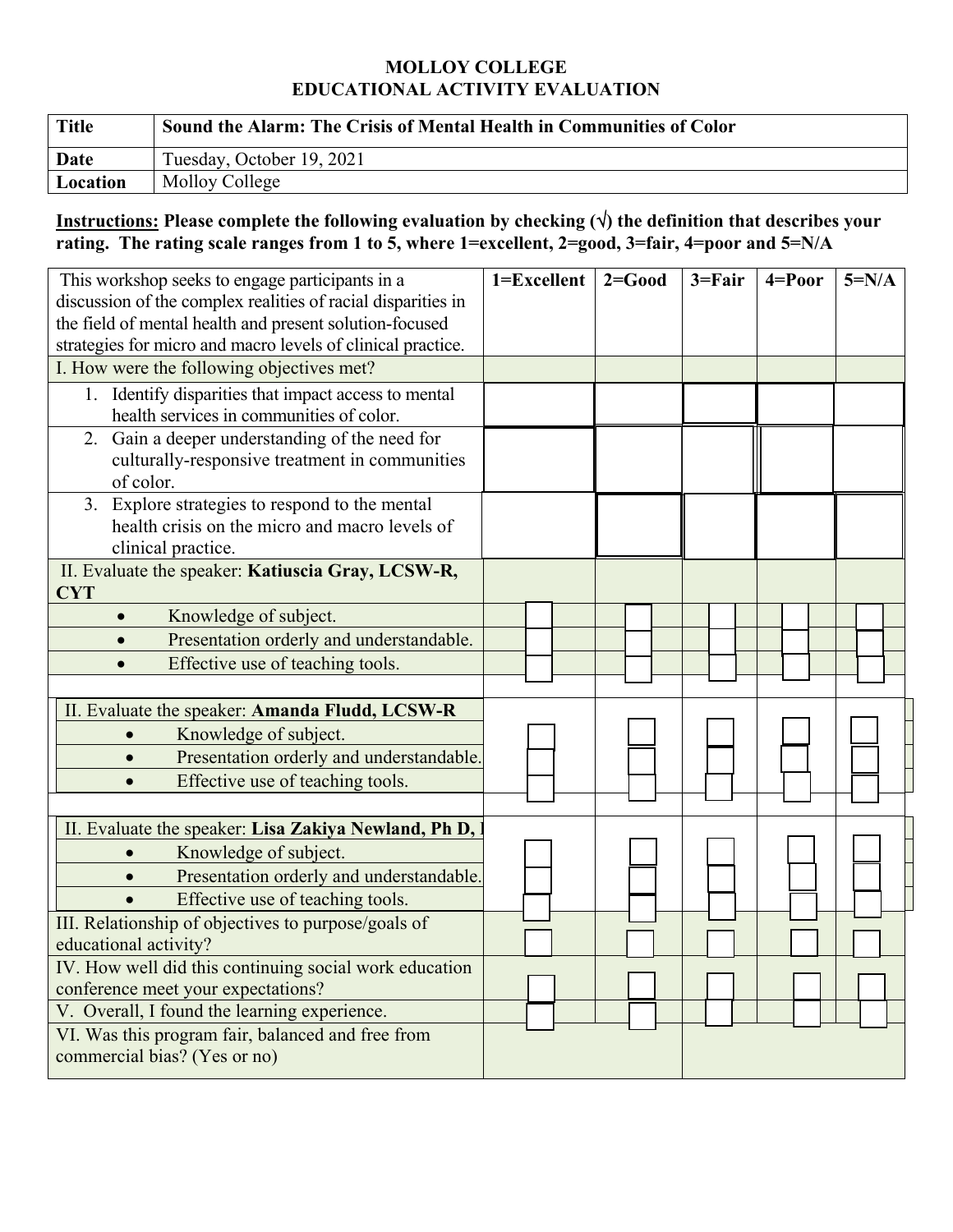# MOLLOY COLLEGE
## EDUCATIONAL ACTIVITY EVALUATION

| **Title** | **Sound the Alarm: The Crisis of Mental Health in Communities of Color** |
|---|---|
| **Date** | Tuesday, October 19, 2021 |
| **Location** | Molloy College |

**Instructions: Please complete the following evaluation by checking (√) the definition that describes your rating. The rating scale ranges from 1 to 5, where 1=excellent, 2=good, 3=fair, 4=poor and 5=N/A**

| This workshop seeks to engage participants in a discussion of the complex realities of racial disparities in the field of mental health and present solution-focused strategies for micro and macro levels of clinical practice. | **1=Excellent** | **2=Good** | **3=Fair** | **4=Poor** | **5=N/A** |
|---|---|---|---|---|---|
| I. How were the following objectives met? | | | | | |
| 1. Identify disparities that impact access to mental health services in communities of color. | | | | | |
| 2. Gain a deeper understanding of the need for culturally-responsive treatment in communities of color. | | | | | |
| 3. Explore strategies to respond to the mental health crisis on the micro and macro levels of clinical practice. | | | | | |
| II. Evaluate the speaker: **Katiuscia Gray, LCSW-R, CYT** | | | | | |
| • Knowledge of subject. | ☐ | ☐ | ☐ | ☐ | ☐ |
| • Presentation orderly and understandable. | ☐ | ☐ | ☐ | ☐ | ☐ |
| • Effective use of teaching tools. | ☐ | ☐ | ☐ | ☐ | ☐ |
| II. Evaluate the speaker: **Amanda Fludd, LCSW-R** | | | | | |
| • Knowledge of subject. | ☐ | ☐ | ☐ | ☐ | ☐ |
| • Presentation orderly and understandable. | ☐ | ☐ | ☐ | ☐ | ☐ |
| • Effective use of teaching tools. | ☐ | ☐ | ☐ | ☐ | ☐ |
| II. Evaluate the speaker: **Lisa Zakiya Newland, Ph D,** | | | | | |
| • Knowledge of subject. | ☐ | ☐ | ☐ | ☐ | ☐ |
| • Presentation orderly and understandable. | ☐ | ☐ | ☐ | ☐ | ☐ |
| • Effective use of teaching tools. | ☐ | ☐ | ☐ | ☐ | ☐ |
| III. Relationship of objectives to purpose/goals of educational activity? | ☐ | ☐ | ☐ | ☐ | ☐ |
| IV. How well did this continuing social work education conference meet your expectations? | ☐ | ☐ | ☐ | ☐ | ☐ |
| V. Overall, I found the learning experience. | ☐ | ☐ | ☐ | ☐ | ☐ |
| VI. Was this program fair, balanced and free from commercial bias? (Yes or no) | | | | | |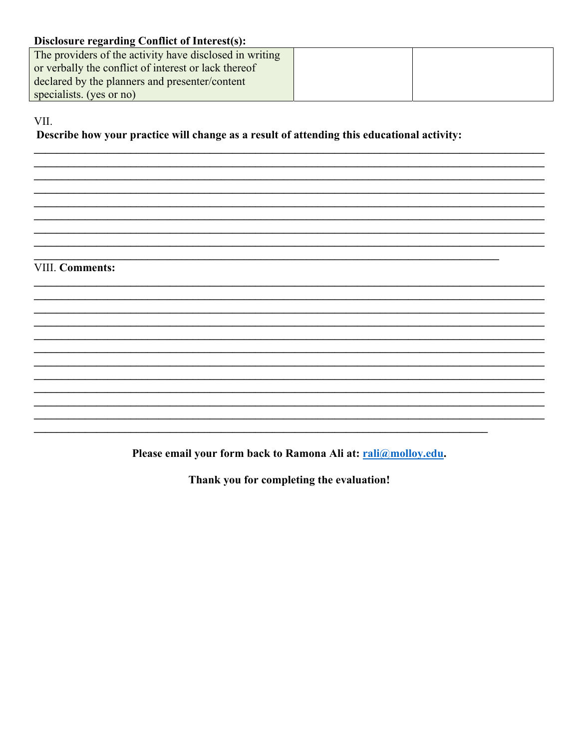**Disclosure regarding Conflict of Interest(s):**

| | | |
|---|---|---|
| The providers of the activity have disclosed in writing or verbally the conflict of interest or lack thereof declared by the planners and presenter/content specialists. (yes or no) | | |

VII.

**Describe how your practice will change as a result of attending this educational activity:**

\_\_\_\_\_\_\_\_\_\_\_\_\_\_\_\_\_\_\_\_\_\_\_\_\_\_\_\_\_\_\_\_\_\_\_\_\_\_\_\_\_\_\_\_\_\_\_\_\_\_\_\_\_\_\_\_\_\_\_\_\_\_\_\_\_\_\_\_\_\_\_\_\_\_\_\_\_\_\_\_\_\_\_\_
\_\_\_\_\_\_\_\_\_\_\_\_\_\_\_\_\_\_\_\_\_\_\_\_\_\_\_\_\_\_\_\_\_\_\_\_\_\_\_\_\_\_\_\_\_\_\_\_\_\_\_\_\_\_\_\_\_\_\_\_\_\_\_\_\_\_\_\_\_\_\_\_\_\_\_\_\_\_\_\_\_\_\_\_
\_\_\_\_\_\_\_\_\_\_\_\_\_\_\_\_\_\_\_\_\_\_\_\_\_\_\_\_\_\_\_\_\_\_\_\_\_\_\_\_\_\_\_\_\_\_\_\_\_\_\_\_\_\_\_\_\_\_\_\_\_\_\_\_\_\_\_\_\_\_\_\_\_\_\_\_\_\_\_\_\_\_\_\_
\_\_\_\_\_\_\_\_\_\_\_\_\_\_\_\_\_\_\_\_\_\_\_\_\_\_\_\_\_\_\_\_\_\_\_\_\_\_\_\_\_\_\_\_\_\_\_\_\_\_\_\_\_\_\_\_\_\_\_\_\_\_\_\_\_\_\_\_\_\_\_\_\_\_\_\_\_\_\_\_\_\_\_\_
\_\_\_\_\_\_\_\_\_\_\_\_\_\_\_\_\_\_\_\_\_\_\_\_\_\_\_\_\_\_\_\_\_\_\_\_\_\_\_\_\_\_\_\_\_\_\_\_\_\_\_\_\_\_\_\_\_\_\_\_\_\_\_\_\_\_\_\_\_\_\_\_\_\_\_\_\_\_\_\_\_\_\_\_
\_\_\_\_\_\_\_\_\_\_\_\_\_\_\_\_\_\_\_\_\_\_\_\_\_\_\_\_\_\_\_\_\_\_\_\_\_\_\_\_\_\_\_\_\_\_\_\_\_\_\_\_\_\_\_\_\_\_\_\_\_\_\_\_\_\_\_\_\_\_\_\_\_\_\_\_\_\_\_\_\_\_\_\_
\_\_\_\_\_\_\_\_\_\_\_\_\_\_\_\_\_\_\_\_\_\_\_\_\_\_\_\_\_\_\_\_\_\_\_\_\_\_\_\_\_\_\_\_\_\_\_\_\_\_\_\_\_\_\_\_\_\_\_\_\_\_\_\_\_\_\_\_\_\_\_\_\_\_\_\_\_\_\_\_\_\_\_\_
\_\_\_\_\_\_\_\_\_\_\_\_\_\_\_\_\_\_\_\_\_\_\_\_\_\_\_\_\_\_\_\_\_\_\_\_\_\_\_\_\_\_\_\_\_\_\_\_\_\_\_\_\_\_\_\_\_\_\_\_\_\_\_\_\_\_\_\_\_\_\_\_\_\_\_\_\_\_\_\_\_\_\_\_
\_\_\_\_\_\_\_\_\_\_\_\_\_\_\_\_\_\_\_\_\_\_\_\_\_\_\_\_\_\_\_\_\_\_\_\_\_\_\_\_\_\_\_\_\_\_\_\_\_\_\_\_\_\_\_\_\_\_\_\_\_\_\_\_\_\_\_\_\_\_\_\_\_\_\_\_\_\_\_

VIII. **Comments:**

\_\_\_\_\_\_\_\_\_\_\_\_\_\_\_\_\_\_\_\_\_\_\_\_\_\_\_\_\_\_\_\_\_\_\_\_\_\_\_\_\_\_\_\_\_\_\_\_\_\_\_\_\_\_\_\_\_\_\_\_\_\_\_\_\_\_\_\_\_\_\_\_\_\_\_\_\_\_\_\_\_\_\_\_
\_\_\_\_\_\_\_\_\_\_\_\_\_\_\_\_\_\_\_\_\_\_\_\_\_\_\_\_\_\_\_\_\_\_\_\_\_\_\_\_\_\_\_\_\_\_\_\_\_\_\_\_\_\_\_\_\_\_\_\_\_\_\_\_\_\_\_\_\_\_\_\_\_\_\_\_\_\_\_\_\_\_\_\_
\_\_\_\_\_\_\_\_\_\_\_\_\_\_\_\_\_\_\_\_\_\_\_\_\_\_\_\_\_\_\_\_\_\_\_\_\_\_\_\_\_\_\_\_\_\_\_\_\_\_\_\_\_\_\_\_\_\_\_\_\_\_\_\_\_\_\_\_\_\_\_\_\_\_\_\_\_\_\_\_\_\_\_\_
\_\_\_\_\_\_\_\_\_\_\_\_\_\_\_\_\_\_\_\_\_\_\_\_\_\_\_\_\_\_\_\_\_\_\_\_\_\_\_\_\_\_\_\_\_\_\_\_\_\_\_\_\_\_\_\_\_\_\_\_\_\_\_\_\_\_\_\_\_\_\_\_\_\_\_\_\_\_\_\_\_\_\_\_
\_\_\_\_\_\_\_\_\_\_\_\_\_\_\_\_\_\_\_\_\_\_\_\_\_\_\_\_\_\_\_\_\_\_\_\_\_\_\_\_\_\_\_\_\_\_\_\_\_\_\_\_\_\_\_\_\_\_\_\_\_\_\_\_\_\_\_\_\_\_\_\_\_\_\_\_\_\_\_\_\_\_\_\_
\_\_\_\_\_\_\_\_\_\_\_\_\_\_\_\_\_\_\_\_\_\_\_\_\_\_\_\_\_\_\_\_\_\_\_\_\_\_\_\_\_\_\_\_\_\_\_\_\_\_\_\_\_\_\_\_\_\_\_\_\_\_\_\_\_\_\_\_\_\_\_\_\_\_\_\_\_\_\_\_\_\_\_\_
\_\_\_\_\_\_\_\_\_\_\_\_\_\_\_\_\_\_\_\_\_\_\_\_\_\_\_\_\_\_\_\_\_\_\_\_\_\_\_\_\_\_\_\_\_\_\_\_\_\_\_\_\_\_\_\_\_\_\_\_\_\_\_\_\_\_\_\_\_\_\_\_\_\_\_\_\_\_\_\_\_\_\_\_
\_\_\_\_\_\_\_\_\_\_\_\_\_\_\_\_\_\_\_\_\_\_\_\_\_\_\_\_\_\_\_\_\_\_\_\_\_\_\_\_\_\_\_\_\_\_\_\_\_\_\_\_\_\_\_\_\_\_\_\_\_\_\_\_\_\_\_\_\_\_\_\_\_\_\_\_\_\_\_\_\_\_\_\_
\_\_\_\_\_\_\_\_\_\_\_\_\_\_\_\_\_\_\_\_\_\_\_\_\_\_\_\_\_\_\_\_\_\_\_\_\_\_\_\_\_\_\_\_\_\_\_\_\_\_\_\_\_\_\_\_\_\_\_\_\_\_\_\_\_\_\_\_\_\_\_\_\_\_\_\_\_\_\_\_\_\_\_\_
\_\_\_\_\_\_\_\_\_\_\_\_\_\_\_\_\_\_\_\_\_\_\_\_\_\_\_\_\_\_\_\_\_\_\_\_\_\_\_\_\_\_\_\_\_\_\_\_\_\_\_\_\_\_\_\_\_\_\_\_\_\_\_\_\_\_\_\_\_\_\_\_\_\_\_\_\_\_\_\_\_\_\_\_
\_\_\_\_\_\_\_\_\_\_\_\_\_\_\_\_\_\_\_\_\_\_\_\_\_\_\_\_\_\_\_\_\_\_\_\_\_\_\_\_\_\_\_\_\_\_\_\_\_\_\_\_\_\_\_\_\_\_\_\_\_\_\_\_\_\_\_\_\_\_\_\_\_\_\_\_\_\_\_\_\_\_\_\_
\_\_\_\_\_\_\_\_\_\_\_\_\_\_\_\_\_\_\_\_\_\_\_\_\_\_\_\_\_\_\_\_\_\_\_\_\_\_\_\_\_\_\_\_\_\_\_\_\_\_\_\_\_\_\_\_\_\_\_\_\_\_\_\_\_\_\_\_\_\_\_\_\_\_\_\_\_

**Please email your form back to Ramona Ali at: rali@molloy.edu.**

**Thank you for completing the evaluation!**